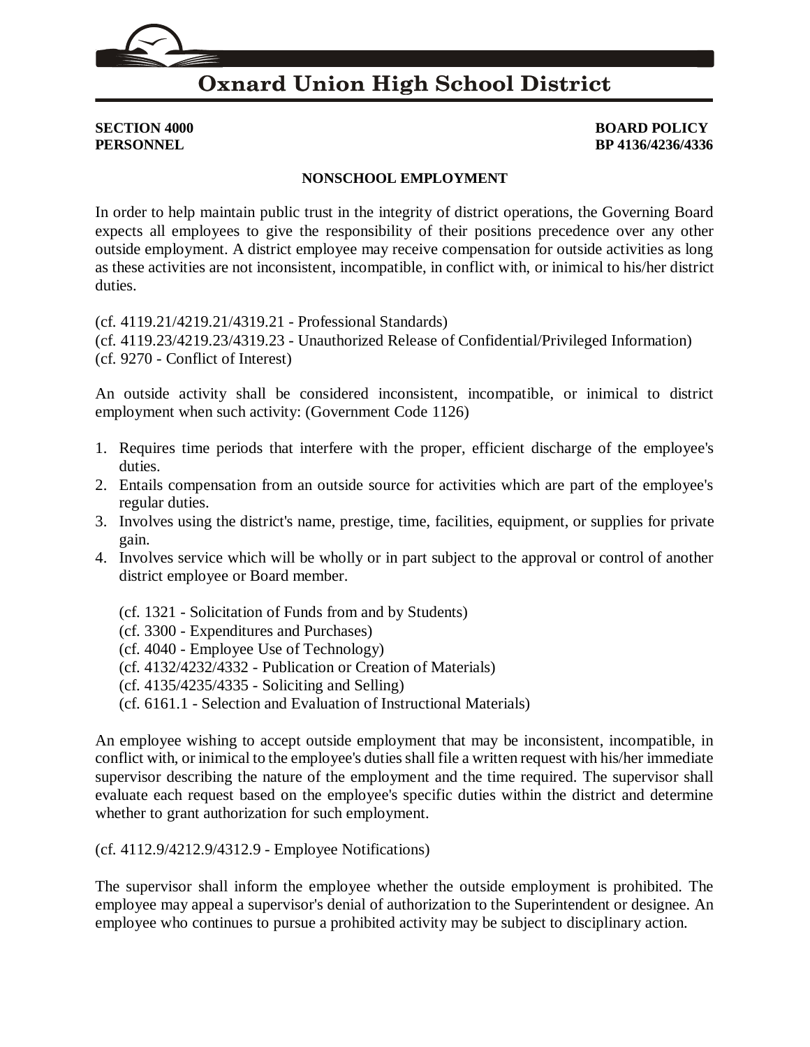# Oxnard Union High School District

**SECTION 4000** **BOARD POLICY**
**PERSONNEL** **BP 4136/4236/4336**

## NONSCHOOL EMPLOYMENT

In order to help maintain public trust in the integrity of district operations, the Governing Board expects all employees to give the responsibility of their positions precedence over any other outside employment. A district employee may receive compensation for outside activities as long as these activities are not inconsistent, incompatible, in conflict with, or inimical to his/her district duties.

(cf. 4119.21/4219.21/4319.21 - Professional Standards)
(cf. 4119.23/4219.23/4319.23 - Unauthorized Release of Confidential/Privileged Information)
(cf. 9270 - Conflict of Interest)

An outside activity shall be considered inconsistent, incompatible, or inimical to district employment when such activity: (Government Code 1126)

1. Requires time periods that interfere with the proper, efficient discharge of the employee's duties.
2. Entails compensation from an outside source for activities which are part of the employee's regular duties.
3. Involves using the district's name, prestige, time, facilities, equipment, or supplies for private gain.
4. Involves service which will be wholly or in part subject to the approval or control of another district employee or Board member.

   (cf. 1321 - Solicitation of Funds from and by Students)
   (cf. 3300 - Expenditures and Purchases)
   (cf. 4040 - Employee Use of Technology)
   (cf. 4132/4232/4332 - Publication or Creation of Materials)
   (cf. 4135/4235/4335 - Soliciting and Selling)
   (cf. 6161.1 - Selection and Evaluation of Instructional Materials)

An employee wishing to accept outside employment that may be inconsistent, incompatible, in conflict with, or inimical to the employee's duties shall file a written request with his/her immediate supervisor describing the nature of the employment and the time required. The supervisor shall evaluate each request based on the employee's specific duties within the district and determine whether to grant authorization for such employment.

(cf. 4112.9/4212.9/4312.9 - Employee Notifications)

The supervisor shall inform the employee whether the outside employment is prohibited. The employee may appeal a supervisor's denial of authorization to the Superintendent or designee. An employee who continues to pursue a prohibited activity may be subject to disciplinary action.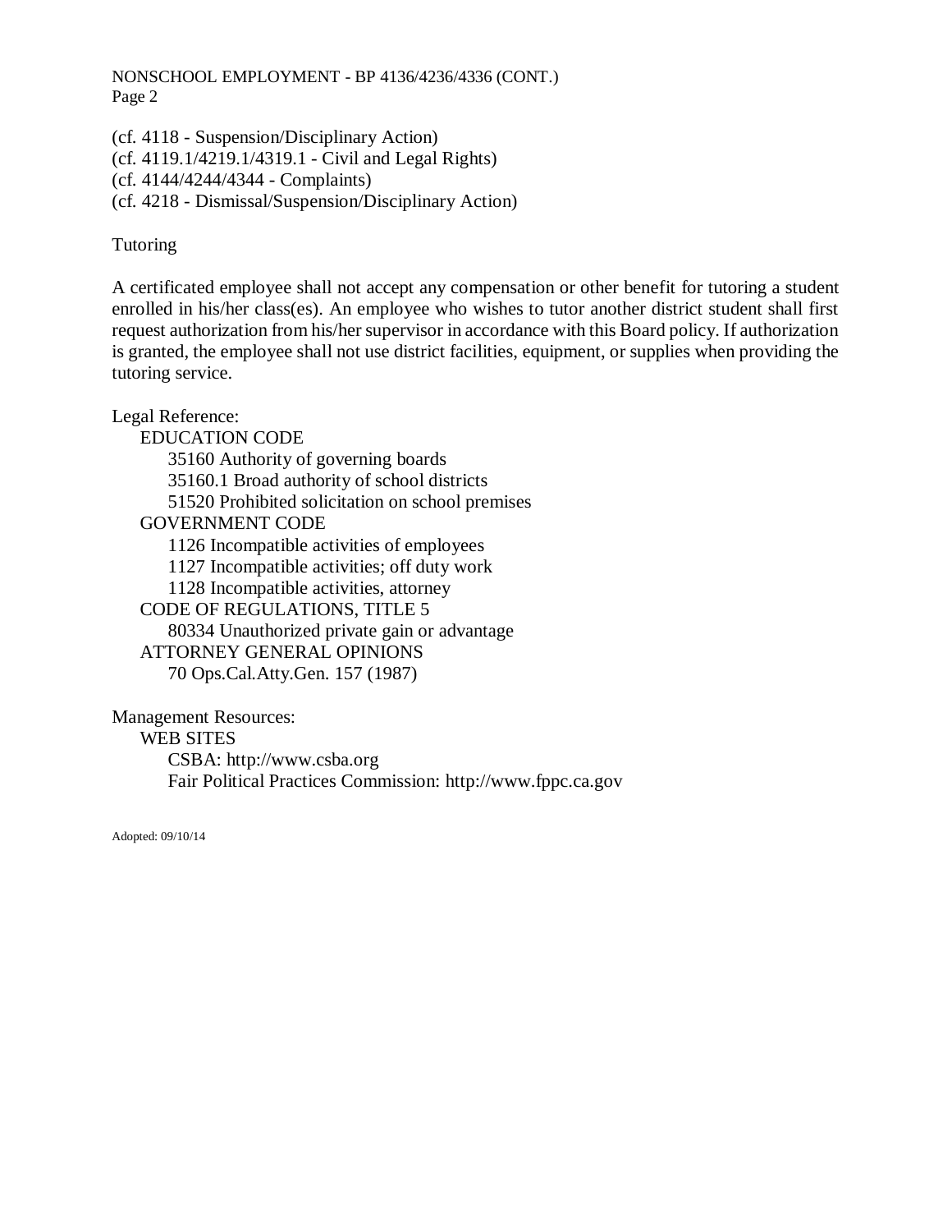(cf. 4118 - Suspension/Disciplinary Action)
(cf. 4119.1/4219.1/4319.1 - Civil and Legal Rights)
(cf. 4144/4244/4344 - Complaints)
(cf. 4218 - Dismissal/Suspension/Disciplinary Action)

## Tutoring

A certificated employee shall not accept any compensation or other benefit for tutoring a student enrolled in his/her class(es). An employee who wishes to tutor another district student shall first request authorization from his/her supervisor in accordance with this Board policy. If authorization is granted, the employee shall not use district facilities, equipment, or supplies when providing the tutoring service.

Legal Reference:

- EDUCATION CODE
  - 35160 Authority of governing boards
  - 35160.1 Broad authority of school districts
  - 51520 Prohibited solicitation on school premises
- GOVERNMENT CODE
  - 1126 Incompatible activities of employees
  - 1127 Incompatible activities; off duty work
  - 1128 Incompatible activities, attorney
- CODE OF REGULATIONS, TITLE 5
  - 80334 Unauthorized private gain or advantage
- ATTORNEY GENERAL OPINIONS
  - 70 Ops.Cal.Atty.Gen. 157 (1987)

Management Resources:

- WEB SITES
  - CSBA: http://www.csba.org
  - Fair Political Practices Commission: http://www.fppc.ca.gov

Adopted: 09/10/14